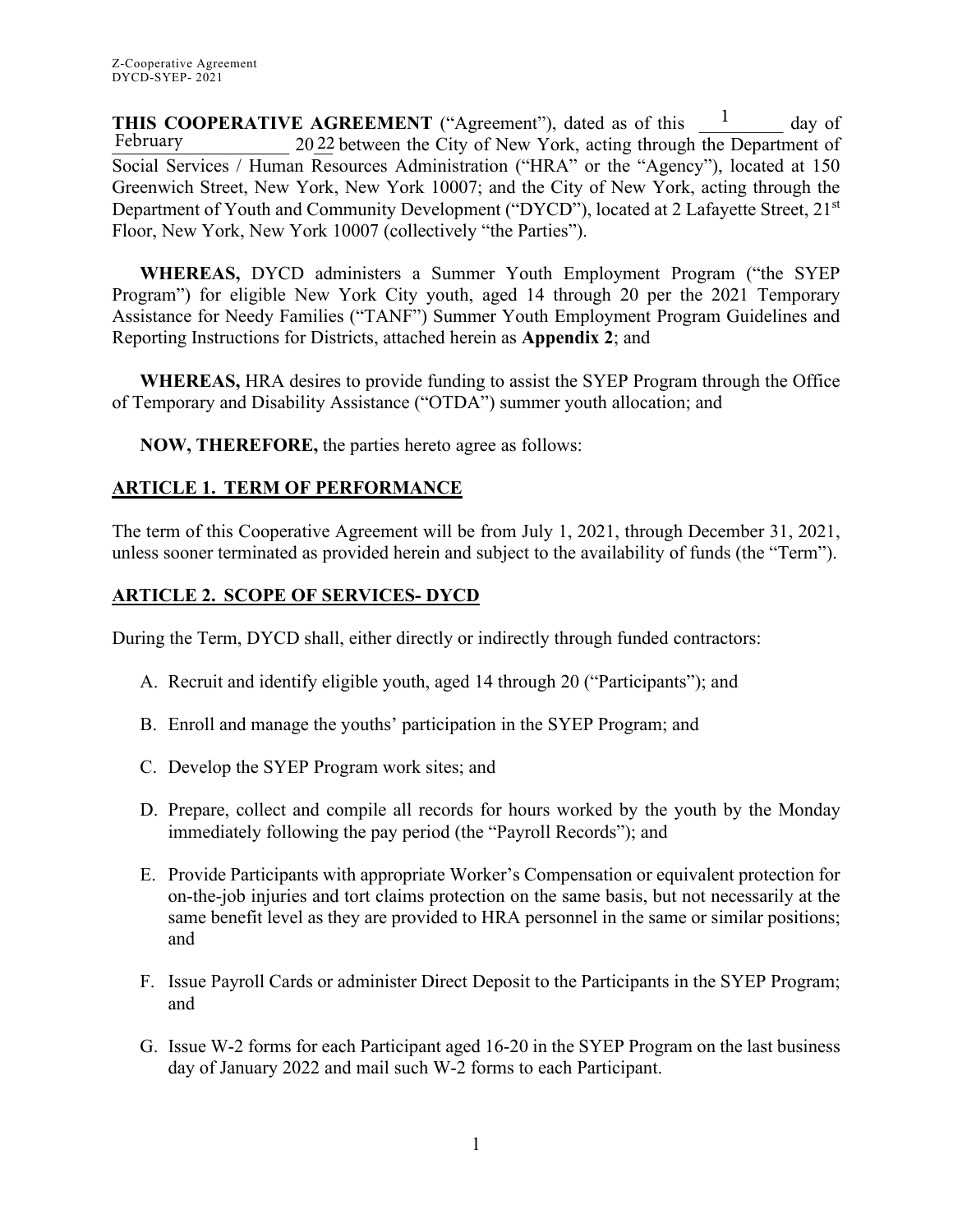**THIS COOPERATIVE AGREEMENT** ("Agreement"), dated as of this 1 day of February 2022 between the City of New York, acting through the Department of Social Services / Human Resources Administration ("HRA" or the "Agency"), located at 150 Greenwich Street, New York, New York 10007; and the City of New York, acting through the Department of Youth and Community Development ("DYCD"), located at 2 Lafayette Street, 21st Floor, New York, New York 10007 (collectively "the Parties").

**WHEREAS,** DYCD administers a Summer Youth Employment Program ("the SYEP Program") for eligible New York City youth, aged 14 through 20 per the 2021 Temporary Assistance for Needy Families ("TANF") Summer Youth Employment Program Guidelines and Reporting Instructions for Districts, attached herein as **Appendix 2**; and

**WHEREAS,** HRA desires to provide funding to assist the SYEP Program through the Office of Temporary and Disability Assistance ("OTDA") summer youth allocation; and

**NOW, THEREFORE,** the parties hereto agree as follows:

## ARTICLE 1. TERM OF PERFORMANCE

The term of this Cooperative Agreement will be from July 1, 2021, through December 31, 2021, unless sooner terminated as provided herein and subject to the availability of funds (the "Term").

## ARTICLE 2. SCOPE OF SERVICES- DYCD

During the Term, DYCD shall, either directly or indirectly through funded contractors:

A. Recruit and identify eligible youth, aged 14 through 20 ("Participants"); and

B. Enroll and manage the youths' participation in the SYEP Program; and

C. Develop the SYEP Program work sites; and

D. Prepare, collect and compile all records for hours worked by the youth by the Monday immediately following the pay period (the "Payroll Records"); and

E. Provide Participants with appropriate Worker's Compensation or equivalent protection for on-the-job injuries and tort claims protection on the same basis, but not necessarily at the same benefit level as they are provided to HRA personnel in the same or similar positions; and

F. Issue Payroll Cards or administer Direct Deposit to the Participants in the SYEP Program; and

G. Issue W-2 forms for each Participant aged 16-20 in the SYEP Program on the last business day of January 2022 and mail such W-2 forms to each Participant.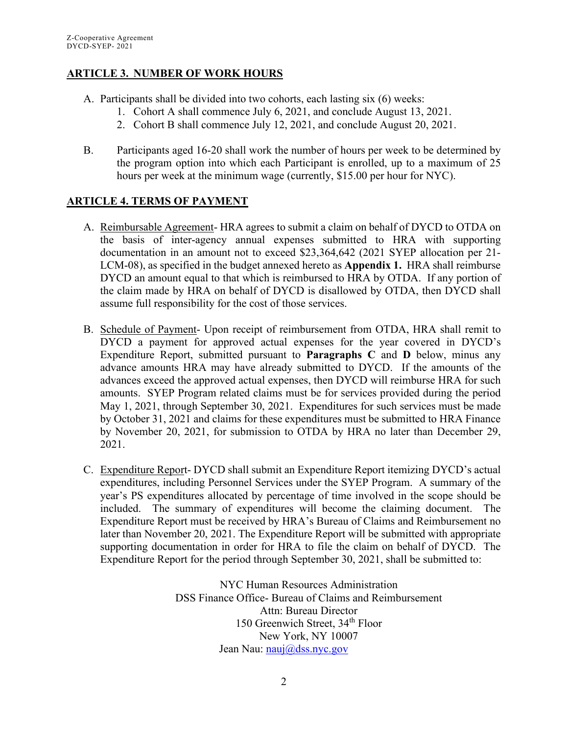## ARTICLE 3. NUMBER OF WORK HOURS

A. Participants shall be divided into two cohorts, each lasting six (6) weeks:
   1. Cohort A shall commence July 6, 2021, and conclude August 13, 2021.
   2. Cohort B shall commence July 12, 2021, and conclude August 20, 2021.

B. Participants aged 16-20 shall work the number of hours per week to be determined by the program option into which each Participant is enrolled, up to a maximum of 25 hours per week at the minimum wage (currently, $15.00 per hour for NYC).

## ARTICLE 4. TERMS OF PAYMENT

A. Reimbursable Agreement- HRA agrees to submit a claim on behalf of DYCD to OTDA on the basis of inter-agency annual expenses submitted to HRA with supporting documentation in an amount not to exceed $23,364,642 (2021 SYEP allocation per 21-LCM-08), as specified in the budget annexed hereto as **Appendix 1.** HRA shall reimburse DYCD an amount equal to that which is reimbursed to HRA by OTDA. If any portion of the claim made by HRA on behalf of DYCD is disallowed by OTDA, then DYCD shall assume full responsibility for the cost of those services.

B. Schedule of Payment- Upon receipt of reimbursement from OTDA, HRA shall remit to DYCD a payment for approved actual expenses for the year covered in DYCD's Expenditure Report, submitted pursuant to **Paragraphs C** and **D** below, minus any advance amounts HRA may have already submitted to DYCD. If the amounts of the advances exceed the approved actual expenses, then DYCD will reimburse HRA for such amounts. SYEP Program related claims must be for services provided during the period May 1, 2021, through September 30, 2021. Expenditures for such services must be made by October 31, 2021 and claims for these expenditures must be submitted to HRA Finance by November 20, 2021, for submission to OTDA by HRA no later than December 29, 2021.

C. Expenditure Report- DYCD shall submit an Expenditure Report itemizing DYCD's actual expenditures, including Personnel Services under the SYEP Program. A summary of the year's PS expenditures allocated by percentage of time involved in the scope should be included. The summary of expenditures will become the claiming document. The Expenditure Report must be received by HRA's Bureau of Claims and Reimbursement no later than November 20, 2021. The Expenditure Report will be submitted with appropriate supporting documentation in order for HRA to file the claim on behalf of DYCD. The Expenditure Report for the period through September 30, 2021, shall be submitted to:

NYC Human Resources Administration
DSS Finance Office- Bureau of Claims and Reimbursement
Attn: Bureau Director
150 Greenwich Street, 34th Floor
New York, NY 10007
Jean Nau: nauj@dss.nyc.gov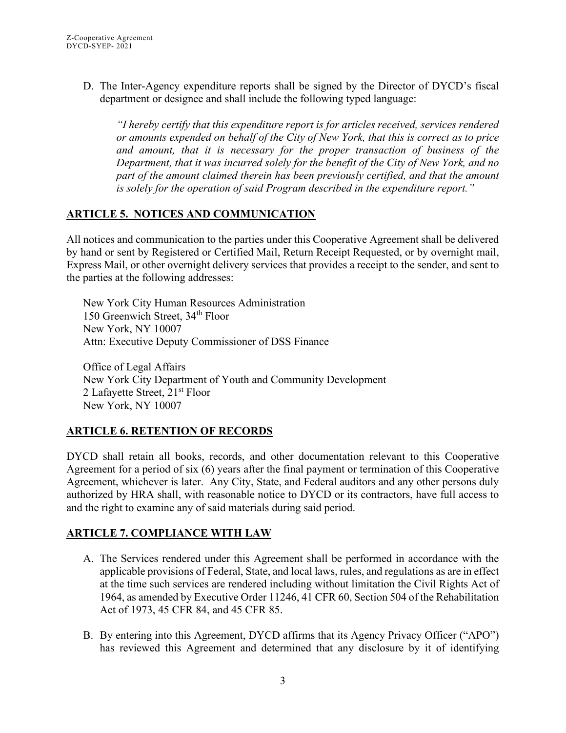D. The Inter-Agency expenditure reports shall be signed by the Director of DYCD's fiscal department or designee and shall include the following typed language:

> *"I hereby certify that this expenditure report is for articles received, services rendered or amounts expended on behalf of the City of New York, that this is correct as to price and amount, that it is necessary for the proper transaction of business of the Department, that it was incurred solely for the benefit of the City of New York, and no part of the amount claimed therein has been previously certified, and that the amount is solely for the operation of said Program described in the expenditure report."*

## ARTICLE 5. NOTICES AND COMMUNICATION

All notices and communication to the parties under this Cooperative Agreement shall be delivered by hand or sent by Registered or Certified Mail, Return Receipt Requested, or by overnight mail, Express Mail, or other overnight delivery services that provides a receipt to the sender, and sent to the parties at the following addresses:

New York City Human Resources Administration
150 Greenwich Street, 34th Floor
New York, NY 10007
Attn: Executive Deputy Commissioner of DSS Finance

Office of Legal Affairs
New York City Department of Youth and Community Development
2 Lafayette Street, 21st Floor
New York, NY 10007

## ARTICLE 6. RETENTION OF RECORDS

DYCD shall retain all books, records, and other documentation relevant to this Cooperative Agreement for a period of six (6) years after the final payment or termination of this Cooperative Agreement, whichever is later. Any City, State, and Federal auditors and any other persons duly authorized by HRA shall, with reasonable notice to DYCD or its contractors, have full access to and the right to examine any of said materials during said period.

## ARTICLE 7. COMPLIANCE WITH LAW

A. The Services rendered under this Agreement shall be performed in accordance with the applicable provisions of Federal, State, and local laws, rules, and regulations as are in effect at the time such services are rendered including without limitation the Civil Rights Act of 1964, as amended by Executive Order 11246, 41 CFR 60, Section 504 of the Rehabilitation Act of 1973, 45 CFR 84, and 45 CFR 85.

B. By entering into this Agreement, DYCD affirms that its Agency Privacy Officer ("APO") has reviewed this Agreement and determined that any disclosure by it of identifying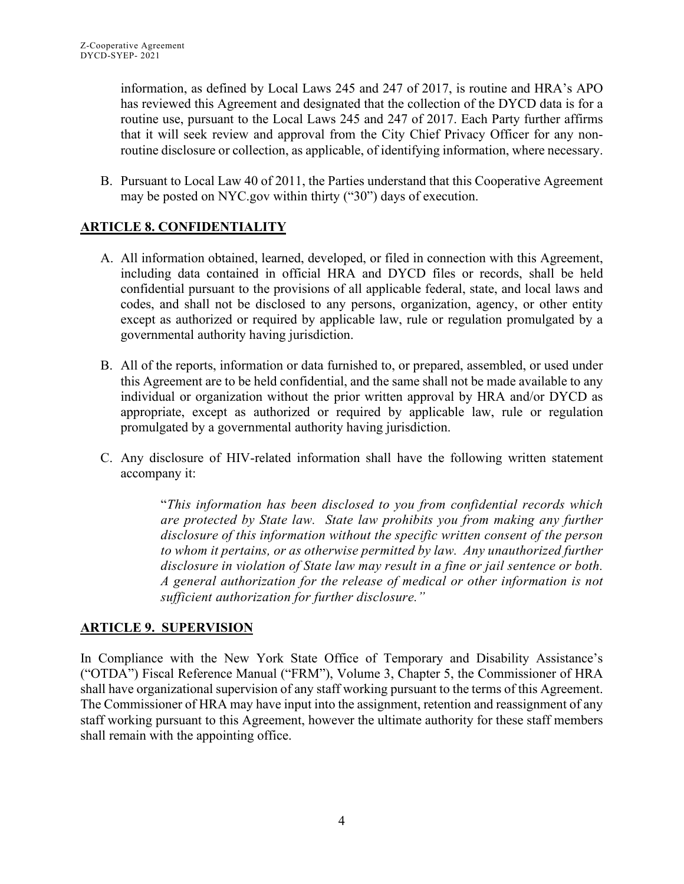information, as defined by Local Laws 245 and 247 of 2017, is routine and HRA's APO has reviewed this Agreement and designated that the collection of the DYCD data is for a routine use, pursuant to the Local Laws 245 and 247 of 2017. Each Party further affirms that it will seek review and approval from the City Chief Privacy Officer for any non-routine disclosure or collection, as applicable, of identifying information, where necessary.

B. Pursuant to Local Law 40 of 2011, the Parties understand that this Cooperative Agreement may be posted on NYC.gov within thirty ("30") days of execution.

## ARTICLE 8. CONFIDENTIALITY

A. All information obtained, learned, developed, or filed in connection with this Agreement, including data contained in official HRA and DYCD files or records, shall be held confidential pursuant to the provisions of all applicable federal, state, and local laws and codes, and shall not be disclosed to any persons, organization, agency, or other entity except as authorized or required by applicable law, rule or regulation promulgated by a governmental authority having jurisdiction.

B. All of the reports, information or data furnished to, or prepared, assembled, or used under this Agreement are to be held confidential, and the same shall not be made available to any individual or organization without the prior written approval by HRA and/or DYCD as appropriate, except as authorized or required by applicable law, rule or regulation promulgated by a governmental authority having jurisdiction.

C. Any disclosure of HIV-related information shall have the following written statement accompany it:

> "*This information has been disclosed to you from confidential records which are protected by State law. State law prohibits you from making any further disclosure of this information without the specific written consent of the person to whom it pertains, or as otherwise permitted by law. Any unauthorized further disclosure in violation of State law may result in a fine or jail sentence or both. A general authorization for the release of medical or other information is not sufficient authorization for further disclosure.*"

## ARTICLE 9. SUPERVISION

In Compliance with the New York State Office of Temporary and Disability Assistance's ("OTDA") Fiscal Reference Manual ("FRM"), Volume 3, Chapter 5, the Commissioner of HRA shall have organizational supervision of any staff working pursuant to the terms of this Agreement. The Commissioner of HRA may have input into the assignment, retention and reassignment of any staff working pursuant to this Agreement, however the ultimate authority for these staff members shall remain with the appointing office.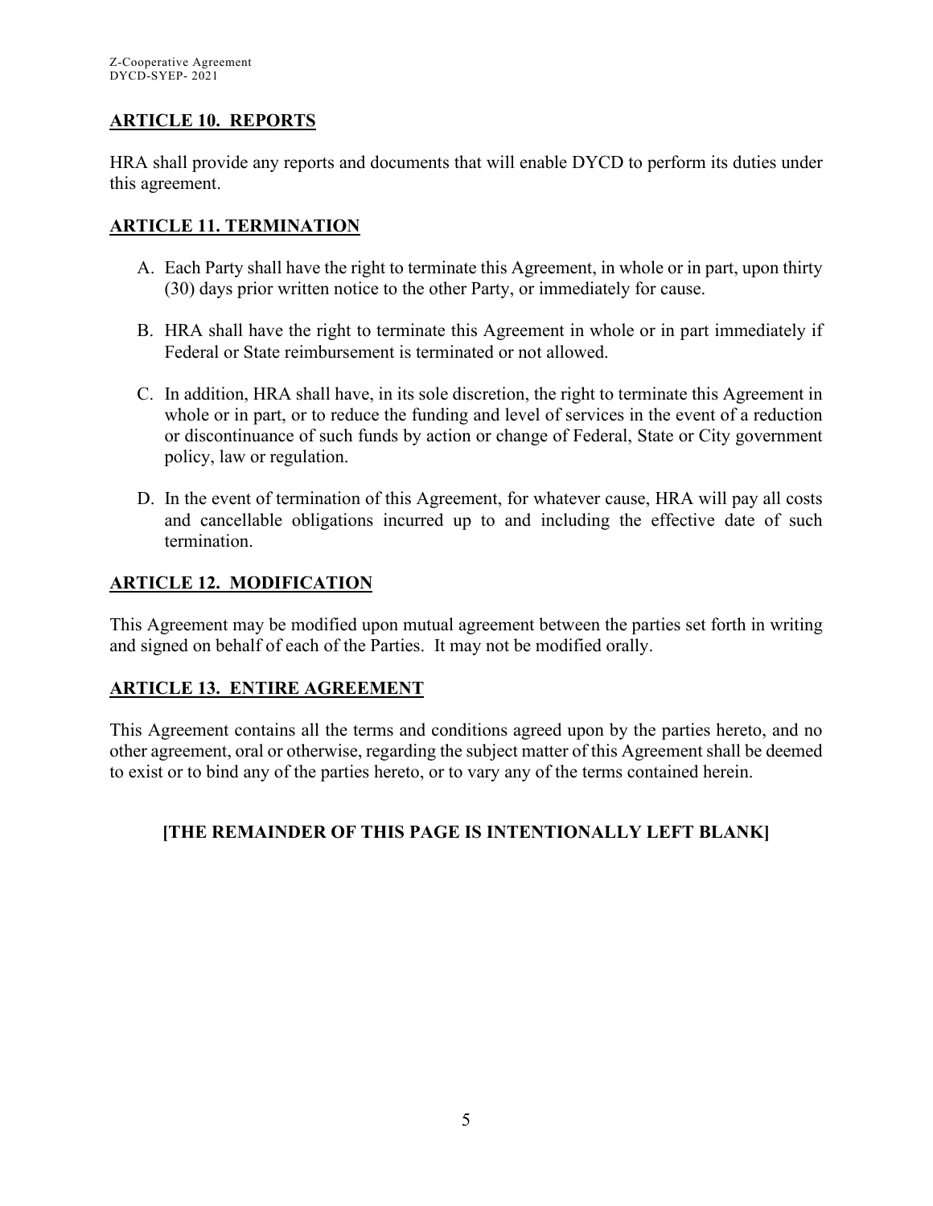## ARTICLE 10. REPORTS

HRA shall provide any reports and documents that will enable DYCD to perform its duties under this agreement.

## ARTICLE 11. TERMINATION

A. Each Party shall have the right to terminate this Agreement, in whole or in part, upon thirty (30) days prior written notice to the other Party, or immediately for cause.

B. HRA shall have the right to terminate this Agreement in whole or in part immediately if Federal or State reimbursement is terminated or not allowed.

C. In addition, HRA shall have, in its sole discretion, the right to terminate this Agreement in whole or in part, or to reduce the funding and level of services in the event of a reduction or discontinuance of such funds by action or change of Federal, State or City government policy, law or regulation.

D. In the event of termination of this Agreement, for whatever cause, HRA will pay all costs and cancellable obligations incurred up to and including the effective date of such termination.

## ARTICLE 12. MODIFICATION

This Agreement may be modified upon mutual agreement between the parties set forth in writing and signed on behalf of each of the Parties. It may not be modified orally.

## ARTICLE 13. ENTIRE AGREEMENT

This Agreement contains all the terms and conditions agreed upon by the parties hereto, and no other agreement, oral or otherwise, regarding the subject matter of this Agreement shall be deemed to exist or to bind any of the parties hereto, or to vary any of the terms contained herein.

**[THE REMAINDER OF THIS PAGE IS INTENTIONALLY LEFT BLANK]**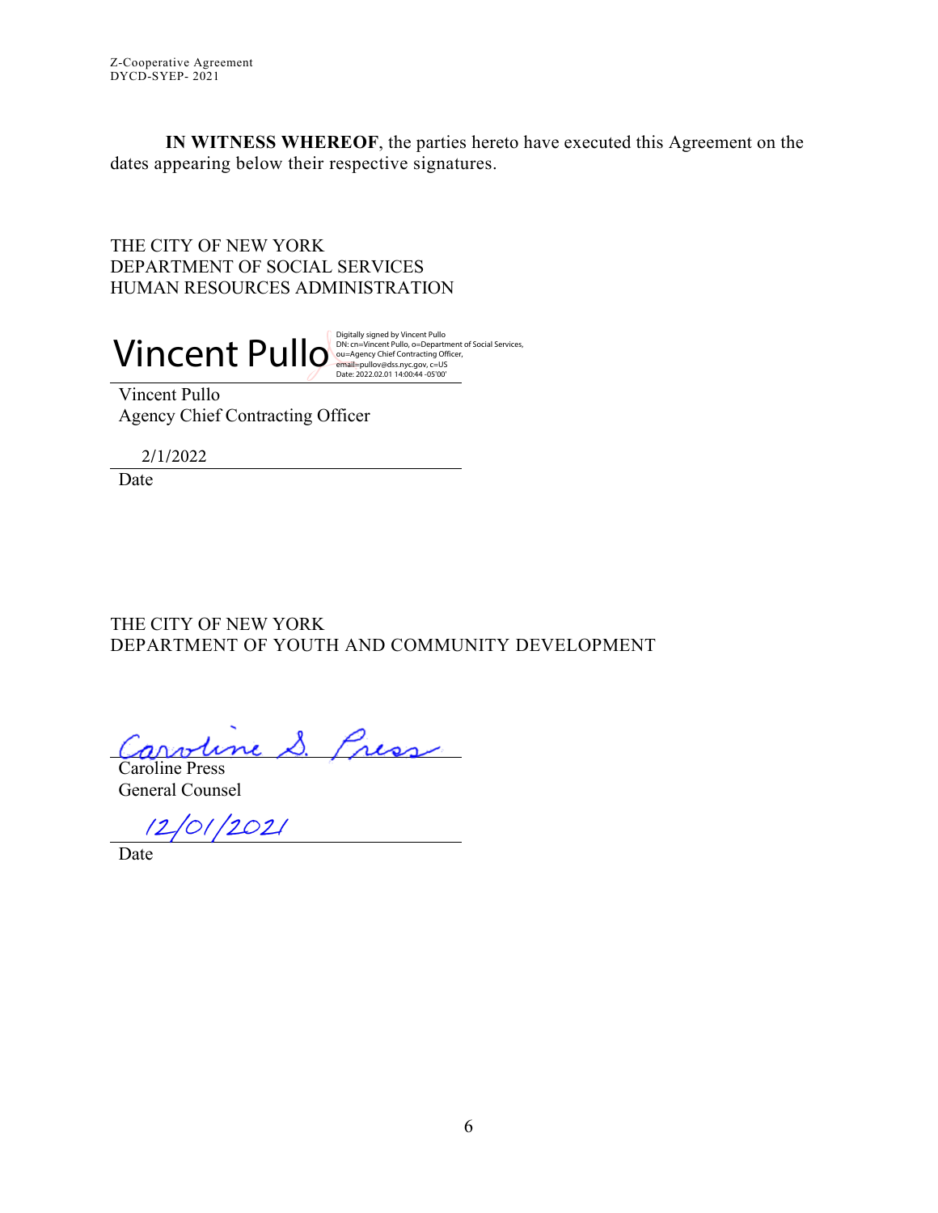**IN WITNESS WHEREOF**, the parties hereto have executed this Agreement on the dates appearing below their respective signatures.

THE CITY OF NEW YORK
DEPARTMENT OF SOCIAL SERVICES
HUMAN RESOURCES ADMINISTRATION

Vincent Pullo

Digitally signed by Vincent Pullo
DN: cn=Vincent Pullo, o=Department of Social Services, ou=Agency Chief Contracting Officer, email=pullov@dss.nyc.gov, c=US
Date: 2022.02.01 14:00:44 -05'00'

Vincent Pullo
Agency Chief Contracting Officer

2/1/2022
Date

THE CITY OF NEW YORK
DEPARTMENT OF YOUTH AND COMMUNITY DEVELOPMENT

Caroline S. Press
Caroline Press
General Counsel

12/01/2021
Date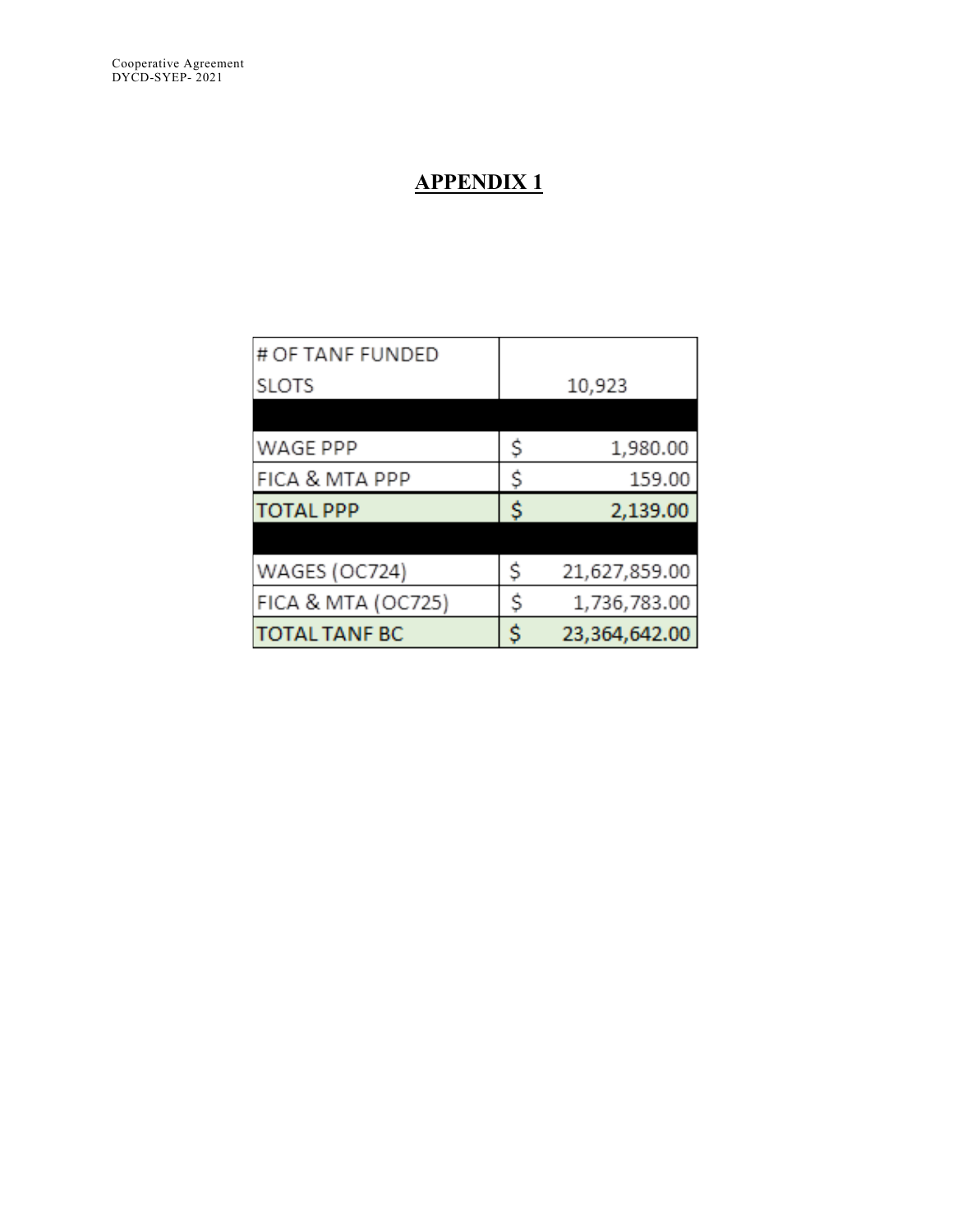# APPENDIX 1

| # OF TANF FUNDED SLOTS | 10,923 |
|---|---|
| | |
| WAGE PPP | $ 1,980.00 |
| FICA & MTA PPP | $ 159.00 |
| **TOTAL PPP** | **$ 2,139.00** |
| | |
| WAGES (OC724) | $ 21,627,859.00 |
| FICA & MTA (OC725) | $ 1,736,783.00 |
| **TOTAL TANF BC** | **$ 23,364,642.00** |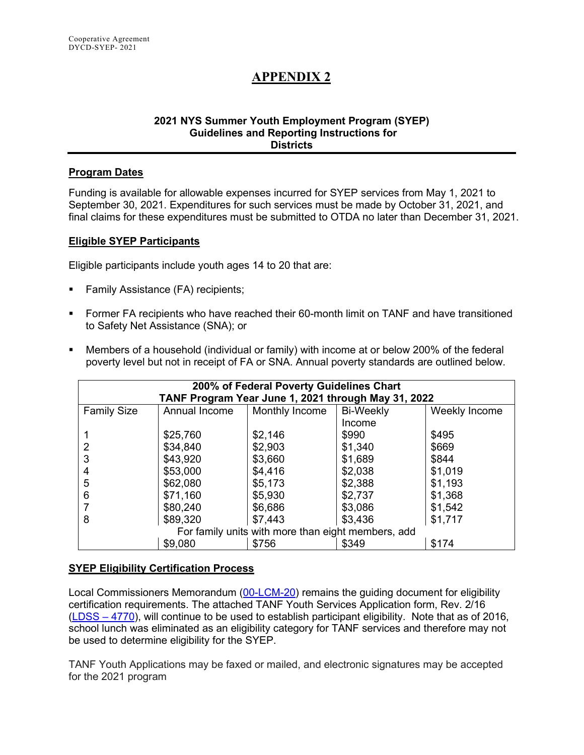# APPENDIX 2

**2021 NYS Summer Youth Employment Program (SYEP) Guidelines and Reporting Instructions for Districts**

## Program Dates

Funding is available for allowable expenses incurred for SYEP services from May 1, 2021 to September 30, 2021. Expenditures for such services must be made by October 31, 2021, and final claims for these expenditures must be submitted to OTDA no later than December 31, 2021.

## Eligible SYEP Participants

Eligible participants include youth ages 14 to 20 that are:

- Family Assistance (FA) recipients;
- Former FA recipients who have reached their 60-month limit on TANF and have transitioned to Safety Net Assistance (SNA); or
- Members of a household (individual or family) with income at or below 200% of the federal poverty level but not in receipt of FA or SNA. Annual poverty standards are outlined below.

| **200% of Federal Poverty Guidelines Chart TANF Program Year June 1, 2021 through May 31, 2022** | | | | |
|---|---|---|---|---|
| Family Size | Annual Income | Monthly Income | Bi-Weekly Income | Weekly Income |
| 1 | $25,760 | $2,146 | $990 | $495 |
| 2 | $34,840 | $2,903 | $1,340 | $669 |
| 3 | $43,920 | $3,660 | $1,689 | $844 |
| 4 | $53,000 | $4,416 | $2,038 | $1,019 |
| 5 | $62,080 | $5,173 | $2,388 | $1,193 |
| 6 | $71,160 | $5,930 | $2,737 | $1,368 |
| 7 | $80,240 | $6,686 | $3,086 | $1,542 |
| 8 | $89,320 | $7,443 | $3,436 | $1,717 |
| For family units with more than eight members, add | | | | |
| | $9,080 | $756 | $349 | $174 |

## SYEP Eligibility Certification Process

Local Commissioners Memorandum (00-LCM-20) remains the guiding document for eligibility certification requirements. The attached TANF Youth Services Application form, Rev. 2/16 (LDSS – 4770), will continue to be used to establish participant eligibility. Note that as of 2016, school lunch was eliminated as an eligibility category for TANF services and therefore may not be used to determine eligibility for the SYEP.

TANF Youth Applications may be faxed or mailed, and electronic signatures may be accepted for the 2021 program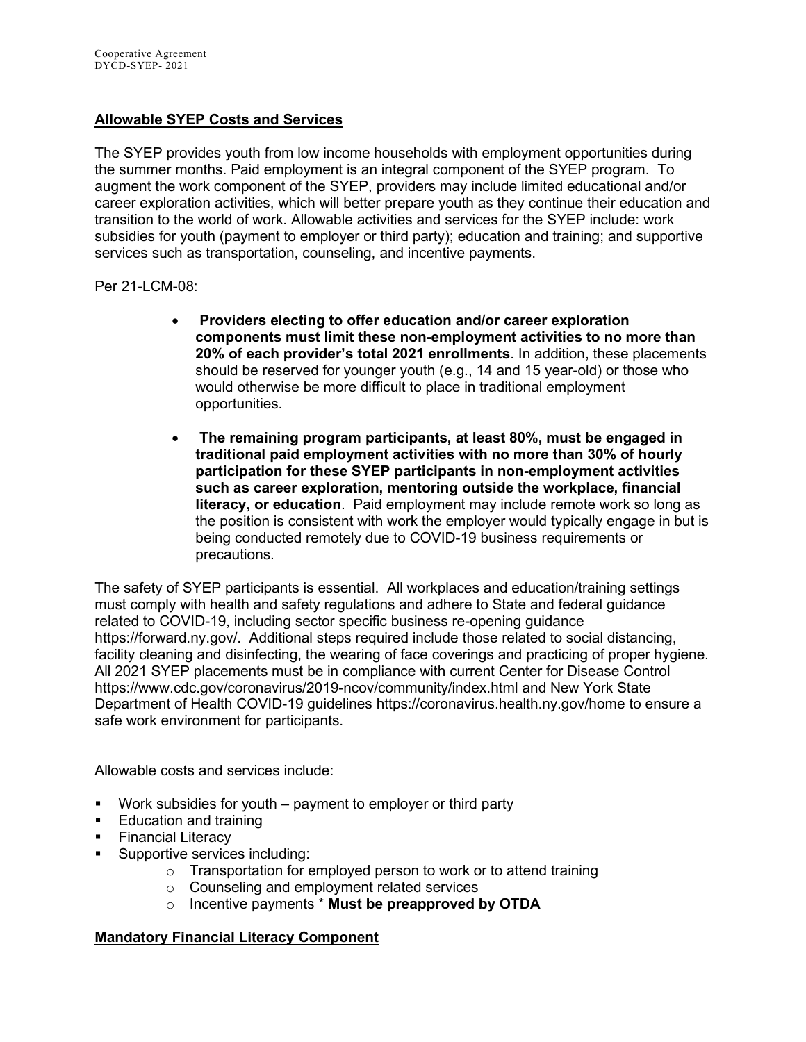**Allowable SYEP Costs and Services**

The SYEP provides youth from low income households with employment opportunities during the summer months. Paid employment is an integral component of the SYEP program. To augment the work component of the SYEP, providers may include limited educational and/or career exploration activities, which will better prepare youth as they continue their education and transition to the world of work. Allowable activities and services for the SYEP include: work subsidies for youth (payment to employer or third party); education and training; and supportive services such as transportation, counseling, and incentive payments.

Per 21-LCM-08:

- **Providers electing to offer education and/or career exploration components must limit these non-employment activities to no more than 20% of each provider's total 2021 enrollments**. In addition, these placements should be reserved for younger youth (e.g., 14 and 15 year-old) or those who would otherwise be more difficult to place in traditional employment opportunities.
- **The remaining program participants, at least 80%, must be engaged in traditional paid employment activities with no more than 30% of hourly participation for these SYEP participants in non-employment activities such as career exploration, mentoring outside the workplace, financial literacy, or education**. Paid employment may include remote work so long as the position is consistent with work the employer would typically engage in but is being conducted remotely due to COVID-19 business requirements or precautions.

The safety of SYEP participants is essential. All workplaces and education/training settings must comply with health and safety regulations and adhere to State and federal guidance related to COVID-19, including sector specific business re-opening guidance https://forward.ny.gov/. Additional steps required include those related to social distancing, facility cleaning and disinfecting, the wearing of face coverings and practicing of proper hygiene. All 2021 SYEP placements must be in compliance with current Center for Disease Control https://www.cdc.gov/coronavirus/2019-ncov/community/index.html and New York State Department of Health COVID-19 guidelines https://coronavirus.health.ny.gov/home to ensure a safe work environment for participants.

Allowable costs and services include:

- Work subsidies for youth – payment to employer or third party
- Education and training
- Financial Literacy
- Supportive services including:
  - Transportation for employed person to work or to attend training
  - Counseling and employment related services
  - Incentive payments * **Must be preapproved by OTDA**

**Mandatory Financial Literacy Component**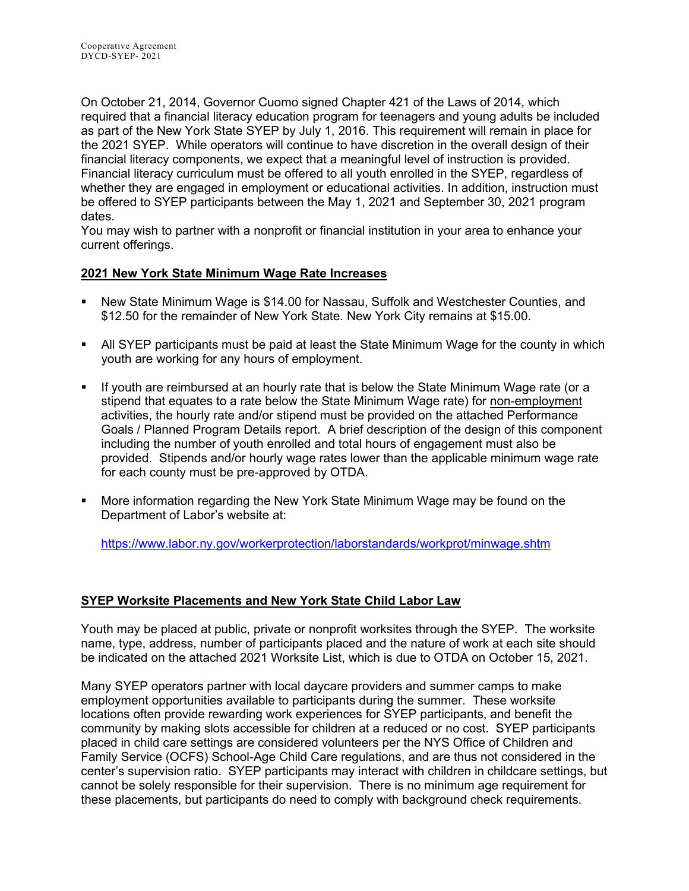On October 21, 2014, Governor Cuomo signed Chapter 421 of the Laws of 2014, which required that a financial literacy education program for teenagers and young adults be included as part of the New York State SYEP by July 1, 2016. This requirement will remain in place for the 2021 SYEP. While operators will continue to have discretion in the overall design of their financial literacy components, we expect that a meaningful level of instruction is provided. Financial literacy curriculum must be offered to all youth enrolled in the SYEP, regardless of whether they are engaged in employment or educational activities. In addition, instruction must be offered to SYEP participants between the May 1, 2021 and September 30, 2021 program dates.
You may wish to partner with a nonprofit or financial institution in your area to enhance your current offerings.

**2021 New York State Minimum Wage Rate Increases**

- New State Minimum Wage is $14.00 for Nassau, Suffolk and Westchester Counties, and $12.50 for the remainder of New York State. New York City remains at $15.00.

- All SYEP participants must be paid at least the State Minimum Wage for the county in which youth are working for any hours of employment.

- If youth are reimbursed at an hourly rate that is below the State Minimum Wage rate (or a stipend that equates to a rate below the State Minimum Wage rate) for non-employment activities, the hourly rate and/or stipend must be provided on the attached Performance Goals / Planned Program Details report. A brief description of the design of this component including the number of youth enrolled and total hours of engagement must also be provided. Stipends and/or hourly wage rates lower than the applicable minimum wage rate for each county must be pre-approved by OTDA.

- More information regarding the New York State Minimum Wage may be found on the Department of Labor's website at:

  https://www.labor.ny.gov/workerprotection/laborstandards/workprot/minwage.shtm

**SYEP Worksite Placements and New York State Child Labor Law**

Youth may be placed at public, private or nonprofit worksites through the SYEP. The worksite name, type, address, number of participants placed and the nature of work at each site should be indicated on the attached 2021 Worksite List, which is due to OTDA on October 15, 2021.

Many SYEP operators partner with local daycare providers and summer camps to make employment opportunities available to participants during the summer. These worksite locations often provide rewarding work experiences for SYEP participants, and benefit the community by making slots accessible for children at a reduced or no cost. SYEP participants placed in child care settings are considered volunteers per the NYS Office of Children and Family Service (OCFS) School-Age Child Care regulations, and are thus not considered in the center's supervision ratio. SYEP participants may interact with children in childcare settings, but cannot be solely responsible for their supervision. There is no minimum age requirement for these placements, but participants do need to comply with background check requirements.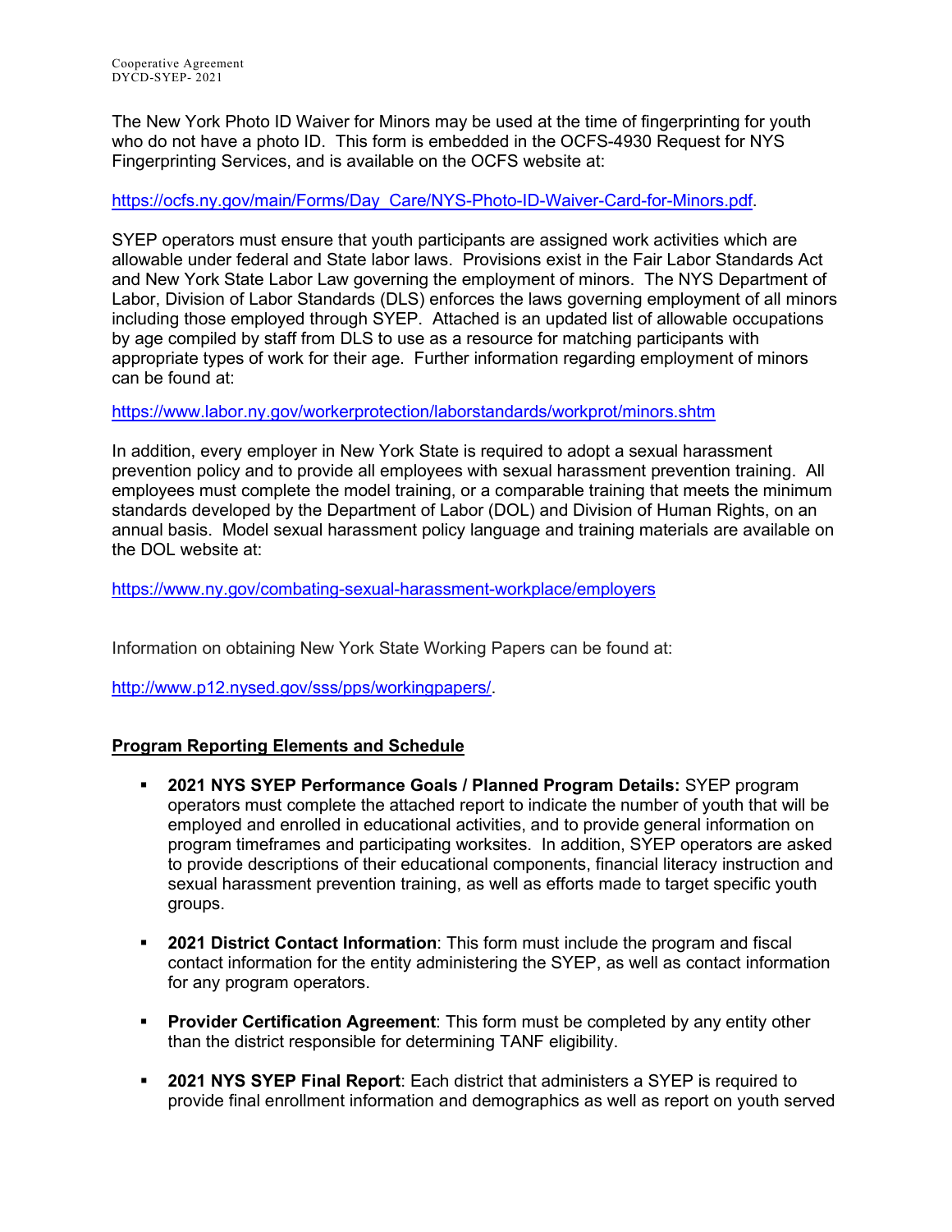The New York Photo ID Waiver for Minors may be used at the time of fingerprinting for youth who do not have a photo ID. This form is embedded in the OCFS-4930 Request for NYS Fingerprinting Services, and is available on the OCFS website at:

https://ocfs.ny.gov/main/Forms/Day_Care/NYS-Photo-ID-Waiver-Card-for-Minors.pdf.

SYEP operators must ensure that youth participants are assigned work activities which are allowable under federal and State labor laws. Provisions exist in the Fair Labor Standards Act and New York State Labor Law governing the employment of minors. The NYS Department of Labor, Division of Labor Standards (DLS) enforces the laws governing employment of all minors including those employed through SYEP. Attached is an updated list of allowable occupations by age compiled by staff from DLS to use as a resource for matching participants with appropriate types of work for their age. Further information regarding employment of minors can be found at:

https://www.labor.ny.gov/workerprotection/laborstandards/workprot/minors.shtm

In addition, every employer in New York State is required to adopt a sexual harassment prevention policy and to provide all employees with sexual harassment prevention training. All employees must complete the model training, or a comparable training that meets the minimum standards developed by the Department of Labor (DOL) and Division of Human Rights, on an annual basis. Model sexual harassment policy language and training materials are available on the DOL website at:

https://www.ny.gov/combating-sexual-harassment-workplace/employers

Information on obtaining New York State Working Papers can be found at:

http://www.p12.nysed.gov/sss/pps/workingpapers/.

## Program Reporting Elements and Schedule

- **2021 NYS SYEP Performance Goals / Planned Program Details:** SYEP program operators must complete the attached report to indicate the number of youth that will be employed and enrolled in educational activities, and to provide general information on program timeframes and participating worksites. In addition, SYEP operators are asked to provide descriptions of their educational components, financial literacy instruction and sexual harassment prevention training, as well as efforts made to target specific youth groups.

- **2021 District Contact Information**: This form must include the program and fiscal contact information for the entity administering the SYEP, as well as contact information for any program operators.

- **Provider Certification Agreement**: This form must be completed by any entity other than the district responsible for determining TANF eligibility.

- **2021 NYS SYEP Final Report**: Each district that administers a SYEP is required to provide final enrollment information and demographics as well as report on youth served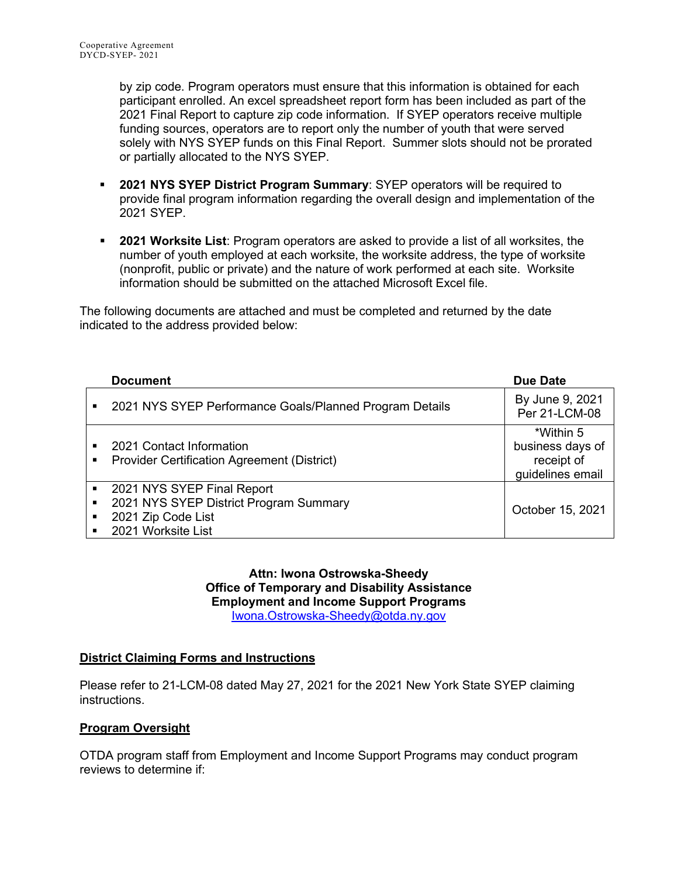by zip code. Program operators must ensure that this information is obtained for each participant enrolled. An excel spreadsheet report form has been included as part of the 2021 Final Report to capture zip code information. If SYEP operators receive multiple funding sources, operators are to report only the number of youth that were served solely with NYS SYEP funds on this Final Report. Summer slots should not be prorated or partially allocated to the NYS SYEP.

- **2021 NYS SYEP District Program Summary**: SYEP operators will be required to provide final program information regarding the overall design and implementation of the 2021 SYEP.

- **2021 Worksite List**: Program operators are asked to provide a list of all worksites, the number of youth employed at each worksite, the worksite address, the type of worksite (nonprofit, public or private) and the nature of work performed at each site. Worksite information should be submitted on the attached Microsoft Excel file.

The following documents are attached and must be completed and returned by the date indicated to the address provided below:

| Document | Due Date |
|---|---|
| ▪ 2021 NYS SYEP Performance Goals/Planned Program Details | By June 9, 2021 Per 21-LCM-08 |
| ▪ 2021 Contact Information<br>▪ Provider Certification Agreement (District) | *Within 5 business days of receipt of guidelines email |
| ▪ 2021 NYS SYEP Final Report<br>▪ 2021 NYS SYEP District Program Summary<br>▪ 2021 Zip Code List<br>▪ 2021 Worksite List | October 15, 2021 |

**Attn: Iwona Ostrowska-Sheedy**
**Office of Temporary and Disability Assistance**
**Employment and Income Support Programs**
Iwona.Ostrowska-Sheedy@otda.ny.gov

## District Claiming Forms and Instructions

Please refer to 21-LCM-08 dated May 27, 2021 for the 2021 New York State SYEP claiming instructions.

## Program Oversight

OTDA program staff from Employment and Income Support Programs may conduct program reviews to determine if: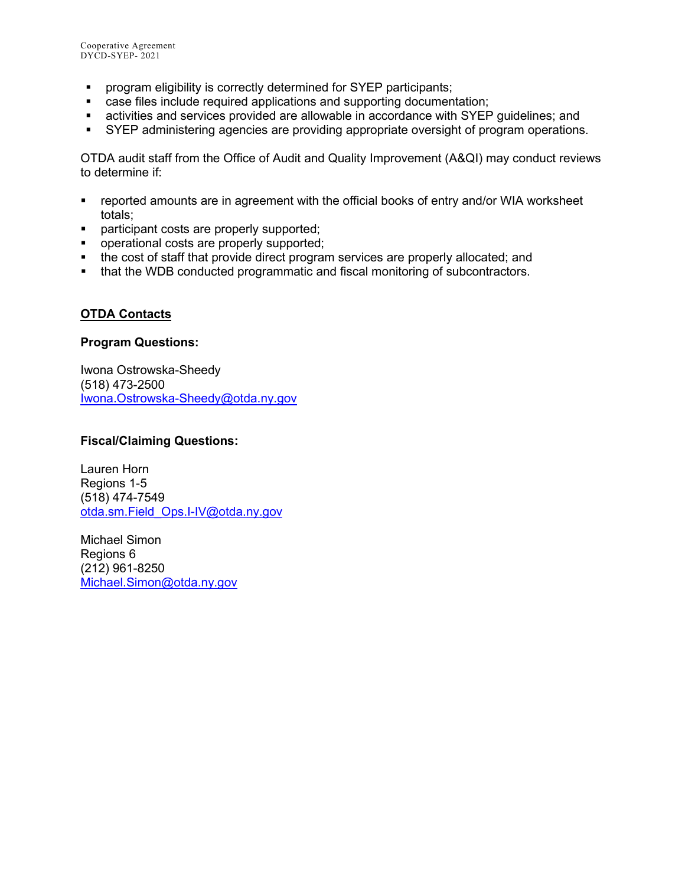- program eligibility is correctly determined for SYEP participants;
- case files include required applications and supporting documentation;
- activities and services provided are allowable in accordance with SYEP guidelines; and
- SYEP administering agencies are providing appropriate oversight of program operations.

OTDA audit staff from the Office of Audit and Quality Improvement (A&QI) may conduct reviews to determine if:

- reported amounts are in agreement with the official books of entry and/or WIA worksheet totals;
- participant costs are properly supported;
- operational costs are properly supported;
- the cost of staff that provide direct program services are properly allocated; and
- that the WDB conducted programmatic and fiscal monitoring of subcontractors.

## OTDA Contacts

**Program Questions:**

Iwona Ostrowska-Sheedy
(518) 473-2500
Iwona.Ostrowska-Sheedy@otda.ny.gov

**Fiscal/Claiming Questions:**

Lauren Horn
Regions 1-5
(518) 474-7549
otda.sm.Field_Ops.I-IV@otda.ny.gov

Michael Simon
Regions 6
(212) 961-8250
Michael.Simon@otda.ny.gov